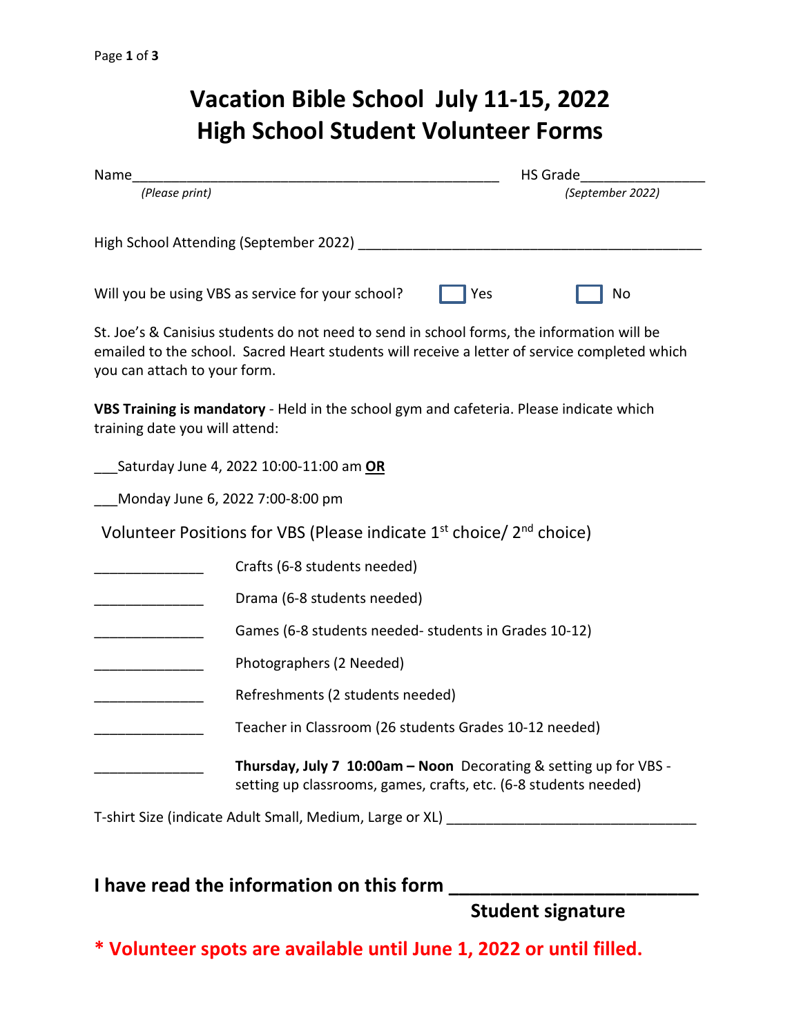# Vacation Bible School July 11-15, 2022
# High School Student Volunteer Forms

Name_______________________________________________ HS Grade_______________
*(Please print)* *(September 2022)*

High School Attending (September 2022) _____________________________________________

Will you be using VBS as service for your school? ☐ Yes ☐ No

St. Joe's & Canisius students do not need to send in school forms, the information will be emailed to the school. Sacred Heart students will receive a letter of service completed which you can attach to your form.

**VBS Training is mandatory** - Held in the school gym and cafeteria. Please indicate which training date you will attend:

___Saturday June 4, 2022 10:00-11:00 am **OR**

___Monday June 6, 2022 7:00-8:00 pm

Volunteer Positions for VBS (Please indicate 1st choice/ 2nd choice)

______________ Crafts (6-8 students needed)

______________ Drama (6-8 students needed)

______________ Games (6-8 students needed- students in Grades 10-12)

______________ Photographers (2 Needed)

______________ Refreshments (2 students needed)

______________ Teacher in Classroom (26 students Grades 10-12 needed)

______________ **Thursday, July 7 10:00am – Noon** Decorating & setting up for VBS - setting up classrooms, games, crafts, etc. (6-8 students needed)

T-shirt Size (indicate Adult Small, Medium, Large or XL) ________________________________

**I have read the information on this form ________________________**
**Student signature**

**\* Volunteer spots are available until June 1, 2022 or until filled.**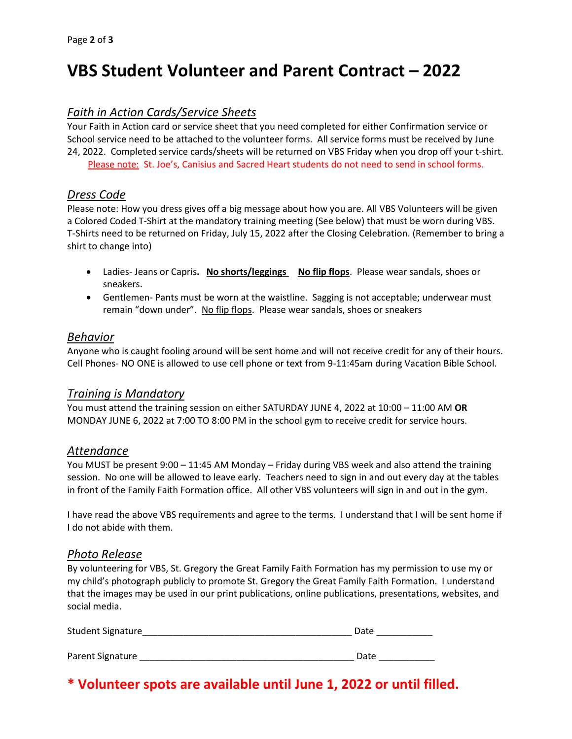# VBS Student Volunteer and Parent Contract – 2022

## *Faith in Action Cards/Service Sheets*

Your Faith in Action card or service sheet that you need completed for either Confirmation service or School service need to be attached to the volunteer forms. All service forms must be received by June 24, 2022. Completed service cards/sheets will be returned on VBS Friday when you drop off your t-shirt.

Please note: St. Joe's, Canisius and Sacred Heart students do not need to send in school forms.

## *Dress Code*

Please note: How you dress gives off a big message about how you are. All VBS Volunteers will be given a Colored Coded T-Shirt at the mandatory training meeting (See below) that must be worn during VBS. T-Shirts need to be returned on Friday, July 15, 2022 after the Closing Celebration. (Remember to bring a shirt to change into)

- Ladies- Jeans or Capris. **No shorts/leggings** **No flip flops**. Please wear sandals, shoes or sneakers.
- Gentlemen- Pants must be worn at the waistline. Sagging is not acceptable; underwear must remain "down under". No flip flops. Please wear sandals, shoes or sneakers

## *Behavior*

Anyone who is caught fooling around will be sent home and will not receive credit for any of their hours. Cell Phones- NO ONE is allowed to use cell phone or text from 9-11:45am during Vacation Bible School.

## *Training is Mandatory*

You must attend the training session on either SATURDAY JUNE 4, 2022 at 10:00 – 11:00 AM **OR** MONDAY JUNE 6, 2022 at 7:00 TO 8:00 PM in the school gym to receive credit for service hours.

## *Attendance*

You MUST be present 9:00 – 11:45 AM Monday – Friday during VBS week and also attend the training session. No one will be allowed to leave early. Teachers need to sign in and out every day at the tables in front of the Family Faith Formation office. All other VBS volunteers will sign in and out in the gym.

I have read the above VBS requirements and agree to the terms. I understand that I will be sent home if I do not abide with them.

## *Photo Release*

By volunteering for VBS, St. Gregory the Great Family Faith Formation has my permission to use my or my child's photograph publicly to promote St. Gregory the Great Family Faith Formation. I understand that the images may be used in our print publications, online publications, presentations, websites, and social media.

Student Signature_________________________________________ Date ___________

Parent Signature __________________________________________ Date ___________

## **\* Volunteer spots are available until June 1, 2022 or until filled.**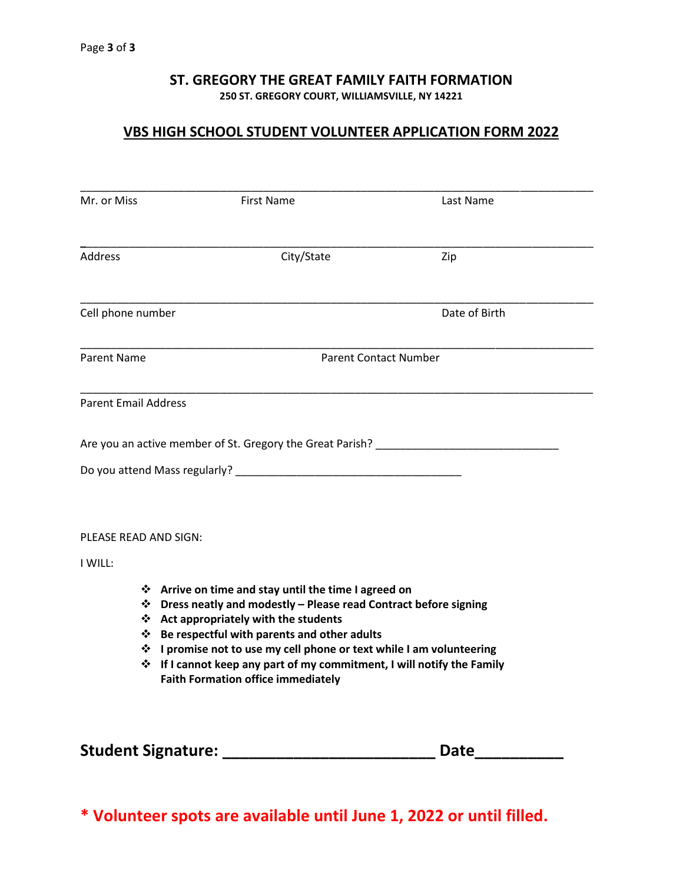# ST. GREGORY THE GREAT FAMILY FAITH FORMATION

**250 ST. GREGORY COURT, WILLIAMSVILLE, NY 14221**

## VBS HIGH SCHOOL STUDENT VOLUNTEER APPLICATION FORM 2022

______________________________________________________________________________

Mr. or Miss First Name Last Name

______________________________________________________________________________

Address City/State Zip

______________________________________________________________________________

Cell phone number Date of Birth

______________________________________________________________________________

Parent Name Parent Contact Number

______________________________________________________________________________

Parent Email Address

Are you an active member of St. Gregory the Great Parish? _____________________________

Do you attend Mass regularly? ____________________________________

PLEASE READ AND SIGN:

I WILL:

- **Arrive on time and stay until the time I agreed on**
- **Dress neatly and modestly – Please read Contract before signing**
- **Act appropriately with the students**
- **Be respectful with parents and other adults**
- **I promise not to use my cell phone or text while I am volunteering**
- **If I cannot keep any part of my commitment, I will notify the Family Faith Formation office immediately**

**Student Signature: _______________________ Date_________**

**\* Volunteer spots are available until June 1, 2022 or until filled.**